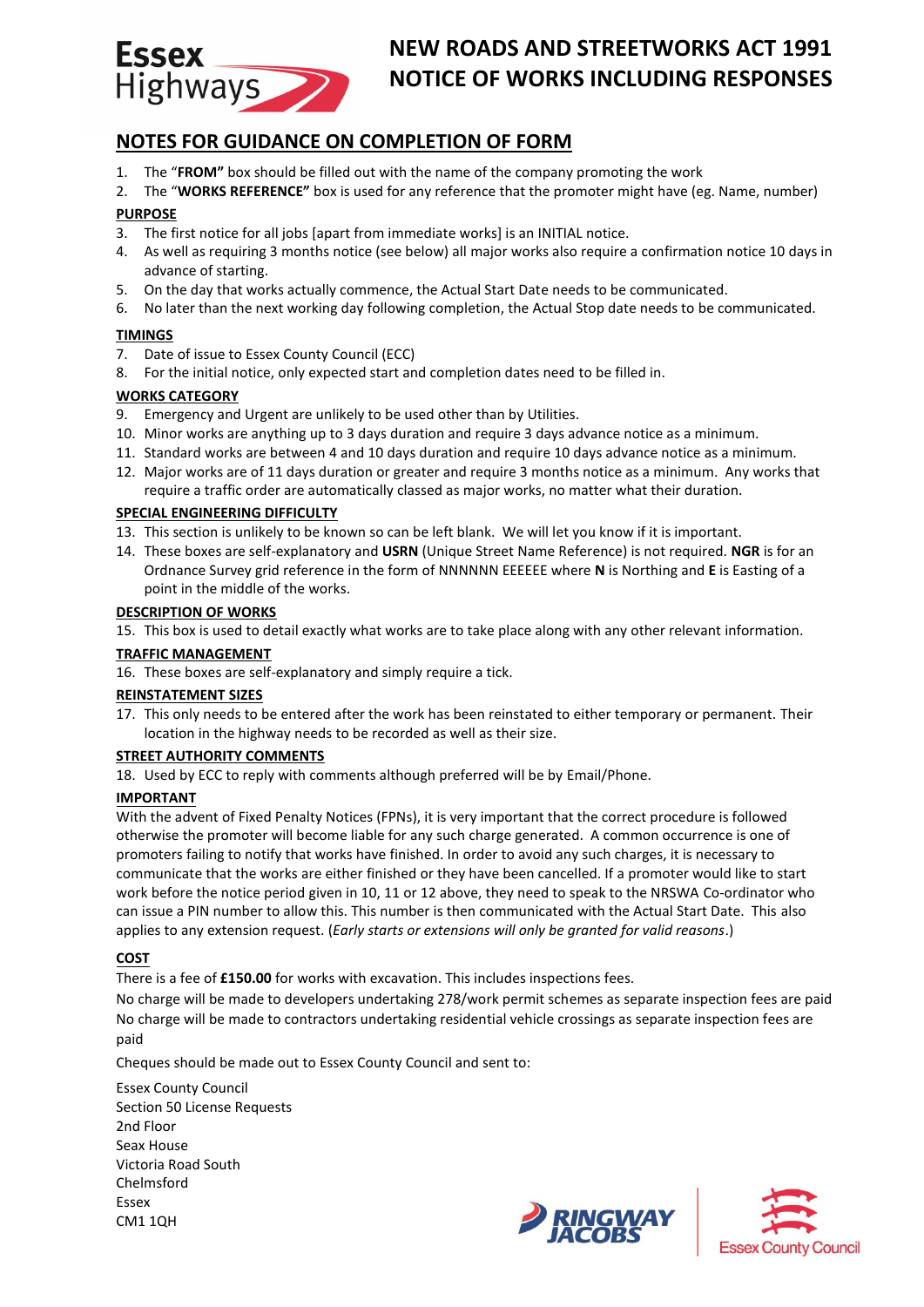# NEW ROADS AND STREETWORKS ACT 1991
# NOTICE OF WORKS INCLUDING RESPONSES

## NOTES FOR GUIDANCE ON COMPLETION OF FORM

1. The "**FROM"** box should be filled out with the name of the company promoting the work
2. The "**WORKS REFERENCE"** box is used for any reference that the promoter might have (eg. Name, number)

**PURPOSE**

3. The first notice for all jobs [apart from immediate works] is an INITIAL notice.
4. As well as requiring 3 months notice (see below) all major works also require a confirmation notice 10 days in advance of starting.
5. On the day that works actually commence, the Actual Start Date needs to be communicated.
6. No later than the next working day following completion, the Actual Stop date needs to be communicated.

**TIMINGS**

7. Date of issue to Essex County Council (ECC)
8. For the initial notice, only expected start and completion dates need to be filled in.

**WORKS CATEGORY**

9. Emergency and Urgent are unlikely to be used other than by Utilities.
10. Minor works are anything up to 3 days duration and require 3 days advance notice as a minimum.
11. Standard works are between 4 and 10 days duration and require 10 days advance notice as a minimum.
12. Major works are of 11 days duration or greater and require 3 months notice as a minimum. Any works that require a traffic order are automatically classed as major works, no matter what their duration.

**SPECIAL ENGINEERING DIFFICULTY**

13. This section is unlikely to be known so can be left blank. We will let you know if it is important.
14. These boxes are self-explanatory and **USRN** (Unique Street Name Reference) is not required. **NGR** is for an Ordnance Survey grid reference in the form of NNNNNN EEEEEE where **N** is Northing and **E** is Easting of a point in the middle of the works.

**DESCRIPTION OF WORKS**

15. This box is used to detail exactly what works are to take place along with any other relevant information.

**TRAFFIC MANAGEMENT**

16. These boxes are self-explanatory and simply require a tick.

**REINSTATEMENT SIZES**

17. This only needs to be entered after the work has been reinstated to either temporary or permanent. Their location in the highway needs to be recorded as well as their size.

**STREET AUTHORITY COMMENTS**

18. Used by ECC to reply with comments although preferred will be by Email/Phone.

**IMPORTANT**

With the advent of Fixed Penalty Notices (FPNs), it is very important that the correct procedure is followed otherwise the promoter will become liable for any such charge generated. A common occurrence is one of promoters failing to notify that works have finished. In order to avoid any such charges, it is necessary to communicate that the works are either finished or they have been cancelled. If a promoter would like to start work before the notice period given in 10, 11 or 12 above, they need to speak to the NRSWA Co-ordinator who can issue a PIN number to allow this. This number is then communicated with the Actual Start Date. This also applies to any extension request. (*Early starts or extensions will only be granted for valid reasons*.)

**COST**

There is a fee of **£150.00** for works with excavation. This includes inspections fees.

No charge will be made to developers undertaking 278/work permit schemes as separate inspection fees are paid

No charge will be made to contractors undertaking residential vehicle crossings as separate inspection fees are paid

Cheques should be made out to Essex County Council and sent to:

Essex County Council
Section 50 License Requests
2nd Floor
Seax House
Victoria Road South
Chelmsford
Essex
CM1 1QH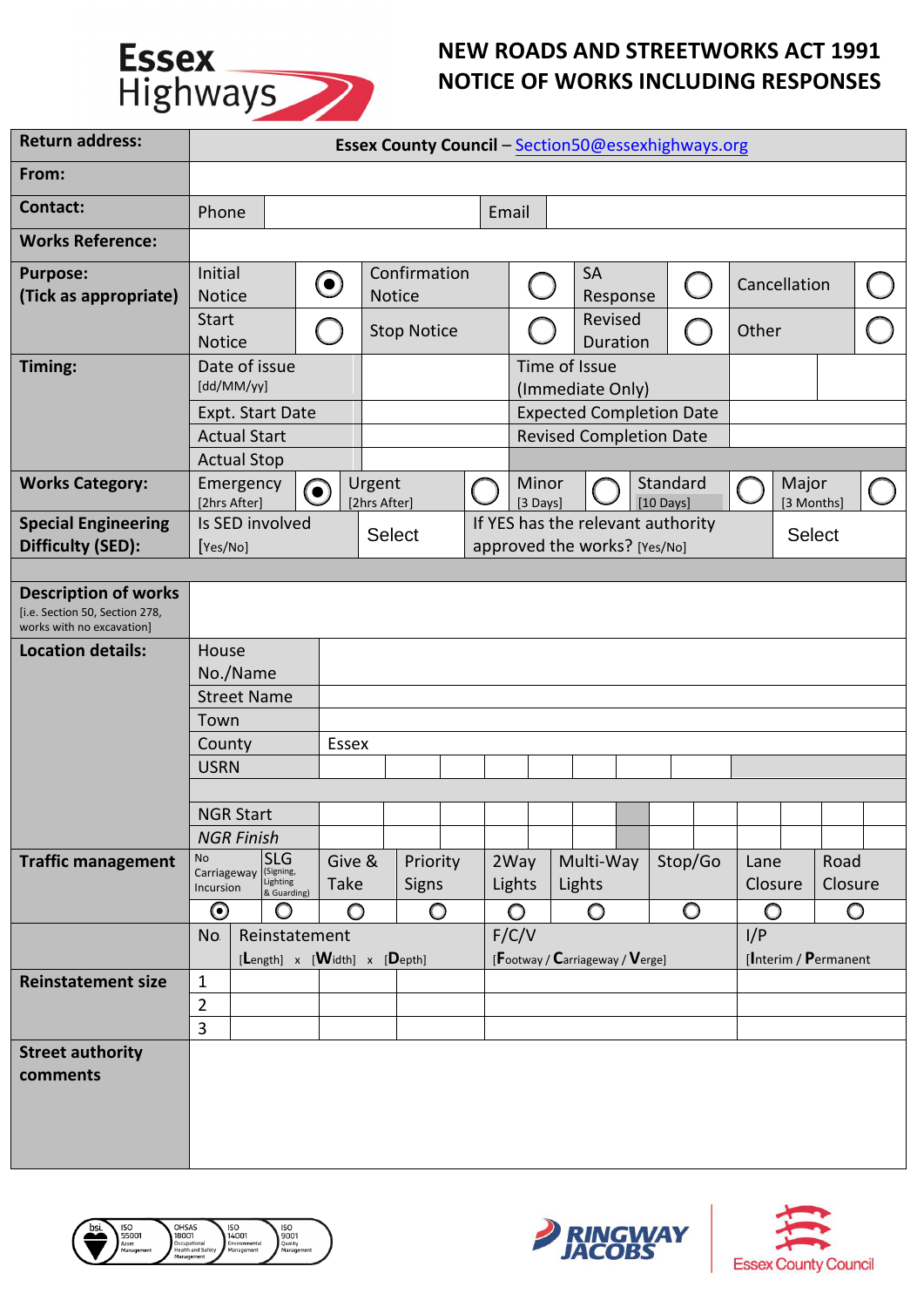# NEW ROADS AND STREETWORKS ACT 1991
# NOTICE OF WORKS INCLUDING RESPONSES

| | | | | | | | | | | | |
|---|---|---|---|---|---|---|---|---|---|---|---|
| **Return address:** | **Essex County Council** – Section50@essexhighways.org | | | | | | | | | | |
| **From:** | | | | | | | | | | | |
| **Contact:** | Phone | | | Email | | | | | | | |
| **Works Reference:** | | | | | | | | | | | |
| **Purpose: (Tick as appropriate)** | Initial Notice | ◉ | Confirmation Notice | ○ | SA Response | ○ | Cancellation | ○ | | | |
| | Start Notice | ○ | Stop Notice | ○ | Revised Duration | ○ | Other | ○ | | | |
| **Timing:** | Date of issue [dd/MM/yy] | | Time of Issue (Immediate Only) | | | | | | | | |
| | Expt. Start Date | | Expected Completion Date | | | | | | | | |
| | Actual Start | | Revised Completion Date | | | | | | | | |
| | Actual Stop | | | | | | | | | | |
| **Works Category:** | Emergency [2hrs After] | ◉ | Urgent [2hrs After] | ○ | Minor [3 Days] | ○ | Standard [10 Days] | ○ | Major [3 Months] | ○ | |
| **Special Engineering Difficulty (SED):** | Is SED involved [Yes/No] | Select | If YES has the relevant authority approved the works? [Yes/No] | Select | | | | | | | |
| **Description of works** [i.e. Section 50, Section 278, works with no excavation] | | | | | | | | | | | |
| **Location details:** | House No./Name | | | | | | | | | | |
| | Street Name | | | | | | | | | | |
| | Town | | | | | | | | | | |
| | County | Essex | | | | | | | | | |
| | USRN | | | | | | | | | | |
| | NGR Start | | | | | | | | | | |
| | *NGR Finish* | | | | | | | | | | |
| **Traffic management** | No Carriageway Incursion | SLG (Signing, Lighting & Guarding) | Give & Take | Priority Signs | 2Way Lights | Multi-Way Lights | Stop/Go | Lane Closure | Road Closure | | |
| | ◉ | ○ | ○ | ○ | ○ | ○ | ○ | ○ | ○ | | |
| | No | Reinstatement [Length] x [Width] x [Depth] | | | F/C/V [Footway / Carriageway / Verge] | | I/P [Interim / Permanent | | | | |
| **Reinstatement size** | 1 | | | | | | | | | | |
| | 2 | | | | | | | | | | |
| | 3 | | | | | | | | | | |
| **Street authority comments** | | | | | | | | | | | |